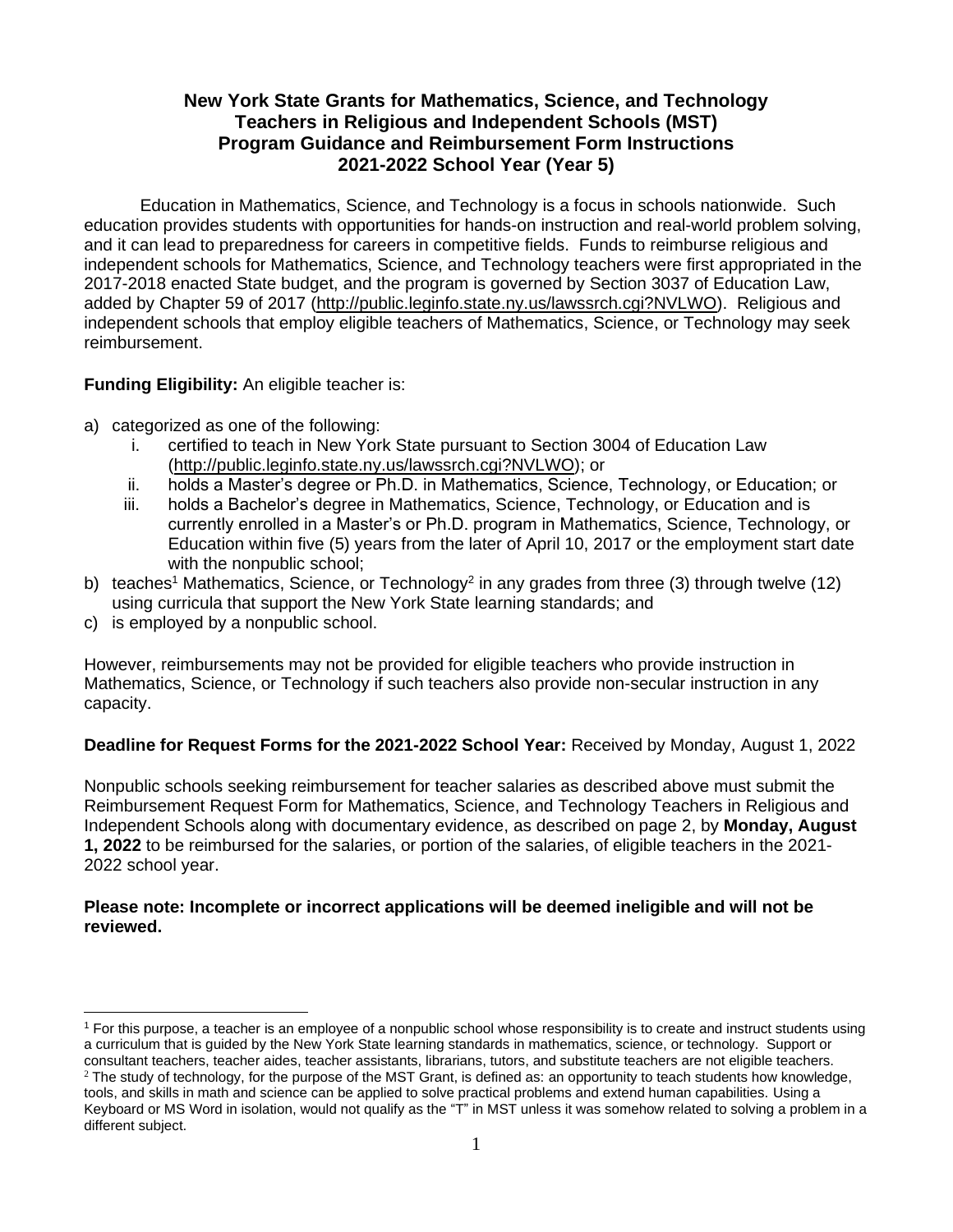# New York State Grants for Mathematics, Science, and Technology Teachers in Religious and Independent Schools (MST) Program Guidance and Reimbursement Form Instructions 2021-2022 School Year (Year 5)

Education in Mathematics, Science, and Technology is a focus in schools nationwide. Such education provides students with opportunities for hands-on instruction and real-world problem solving, and it can lead to preparedness for careers in competitive fields. Funds to reimburse religious and independent schools for Mathematics, Science, and Technology teachers were first appropriated in the 2017-2018 enacted State budget, and the program is governed by Section 3037 of Education Law, added by Chapter 59 of 2017 (http://public.leginfo.state.ny.us/lawssrch.cgi?NVLWO). Religious and independent schools that employ eligible teachers of Mathematics, Science, or Technology may seek reimbursement.

**Funding Eligibility:** An eligible teacher is:

a) categorized as one of the following:
   i. certified to teach in New York State pursuant to Section 3004 of Education Law (http://public.leginfo.state.ny.us/lawssrch.cgi?NVLWO); or
   ii. holds a Master's degree or Ph.D. in Mathematics, Science, Technology, or Education; or
   iii. holds a Bachelor's degree in Mathematics, Science, Technology, or Education and is currently enrolled in a Master's or Ph.D. program in Mathematics, Science, Technology, or Education within five (5) years from the later of April 10, 2017 or the employment start date with the nonpublic school;

b) teaches[1] Mathematics, Science, or Technology[2] in any grades from three (3) through twelve (12) using curricula that support the New York State learning standards; and

c) is employed by a nonpublic school.

However, reimbursements may not be provided for eligible teachers who provide instruction in Mathematics, Science, or Technology if such teachers also provide non-secular instruction in any capacity.

**Deadline for Request Forms for the 2021-2022 School Year:** Received by Monday, August 1, 2022

Nonpublic schools seeking reimbursement for teacher salaries as described above must submit the Reimbursement Request Form for Mathematics, Science, and Technology Teachers in Religious and Independent Schools along with documentary evidence, as described on page 2, by **Monday, August 1, 2022** to be reimbursed for the salaries, or portion of the salaries, of eligible teachers in the 2021-2022 school year.

**Please note: Incomplete or incorrect applications will be deemed ineligible and will not be reviewed.**

---

[1] For this purpose, a teacher is an employee of a nonpublic school whose responsibility is to create and instruct students using a curriculum that is guided by the New York State learning standards in mathematics, science, or technology. Support or consultant teachers, teacher aides, teacher assistants, librarians, tutors, and substitute teachers are not eligible teachers.

[2] The study of technology, for the purpose of the MST Grant, is defined as: an opportunity to teach students how knowledge, tools, and skills in math and science can be applied to solve practical problems and extend human capabilities. Using a Keyboard or MS Word in isolation, would not qualify as the "T" in MST unless it was somehow related to solving a problem in a different subject.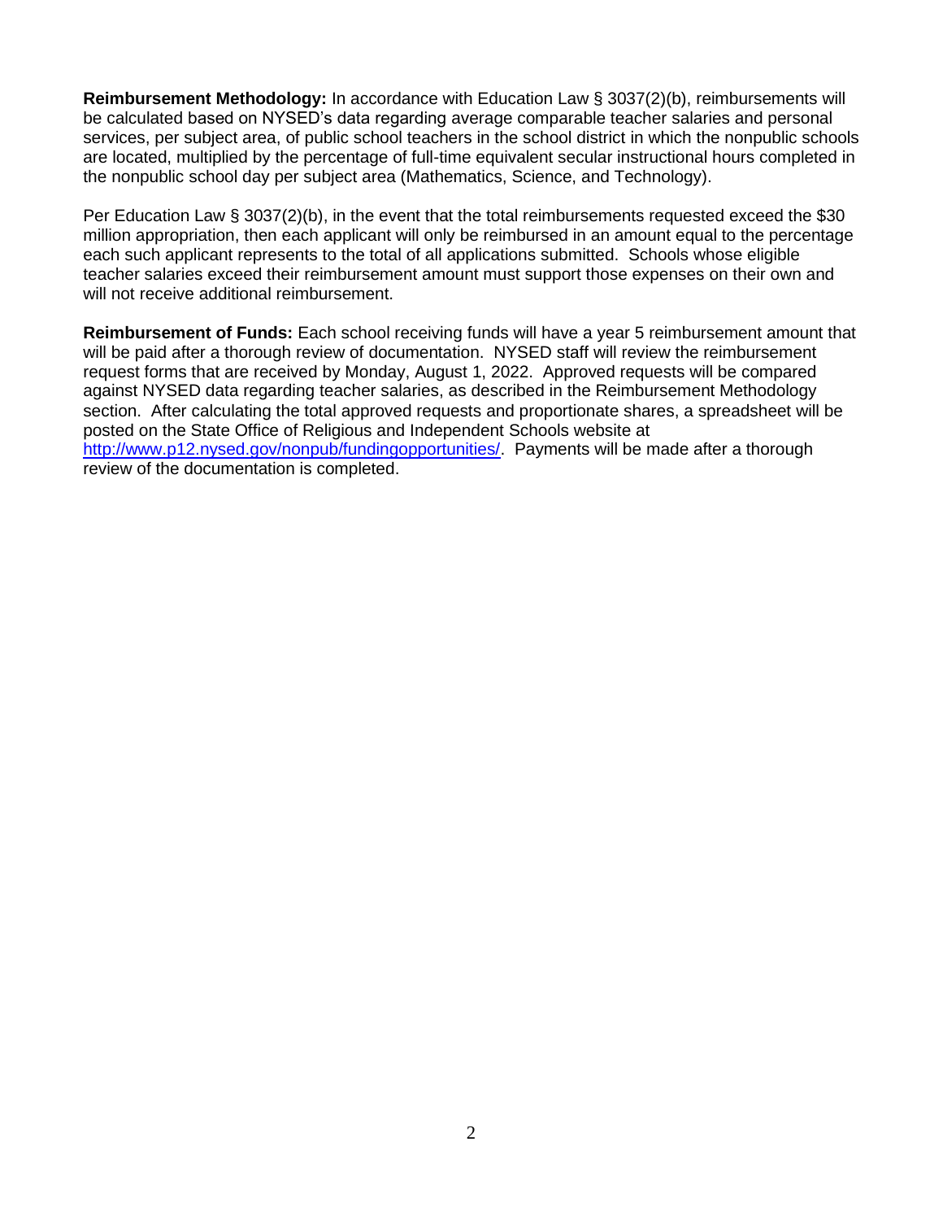**Reimbursement Methodology:** In accordance with Education Law § 3037(2)(b), reimbursements will be calculated based on NYSED's data regarding average comparable teacher salaries and personal services, per subject area, of public school teachers in the school district in which the nonpublic schools are located, multiplied by the percentage of full-time equivalent secular instructional hours completed in the nonpublic school day per subject area (Mathematics, Science, and Technology).

Per Education Law § 3037(2)(b), in the event that the total reimbursements requested exceed the $30 million appropriation, then each applicant will only be reimbursed in an amount equal to the percentage each such applicant represents to the total of all applications submitted. Schools whose eligible teacher salaries exceed their reimbursement amount must support those expenses on their own and will not receive additional reimbursement.

**Reimbursement of Funds:** Each school receiving funds will have a year 5 reimbursement amount that will be paid after a thorough review of documentation. NYSED staff will review the reimbursement request forms that are received by Monday, August 1, 2022. Approved requests will be compared against NYSED data regarding teacher salaries, as described in the Reimbursement Methodology section. After calculating the total approved requests and proportionate shares, a spreadsheet will be posted on the State Office of Religious and Independent Schools website at [http://www.p12.nysed.gov/nonpub/fundingopportunities/](http://www.p12.nysed.gov/nonpub/fundingopportunities/). Payments will be made after a thorough review of the documentation is completed.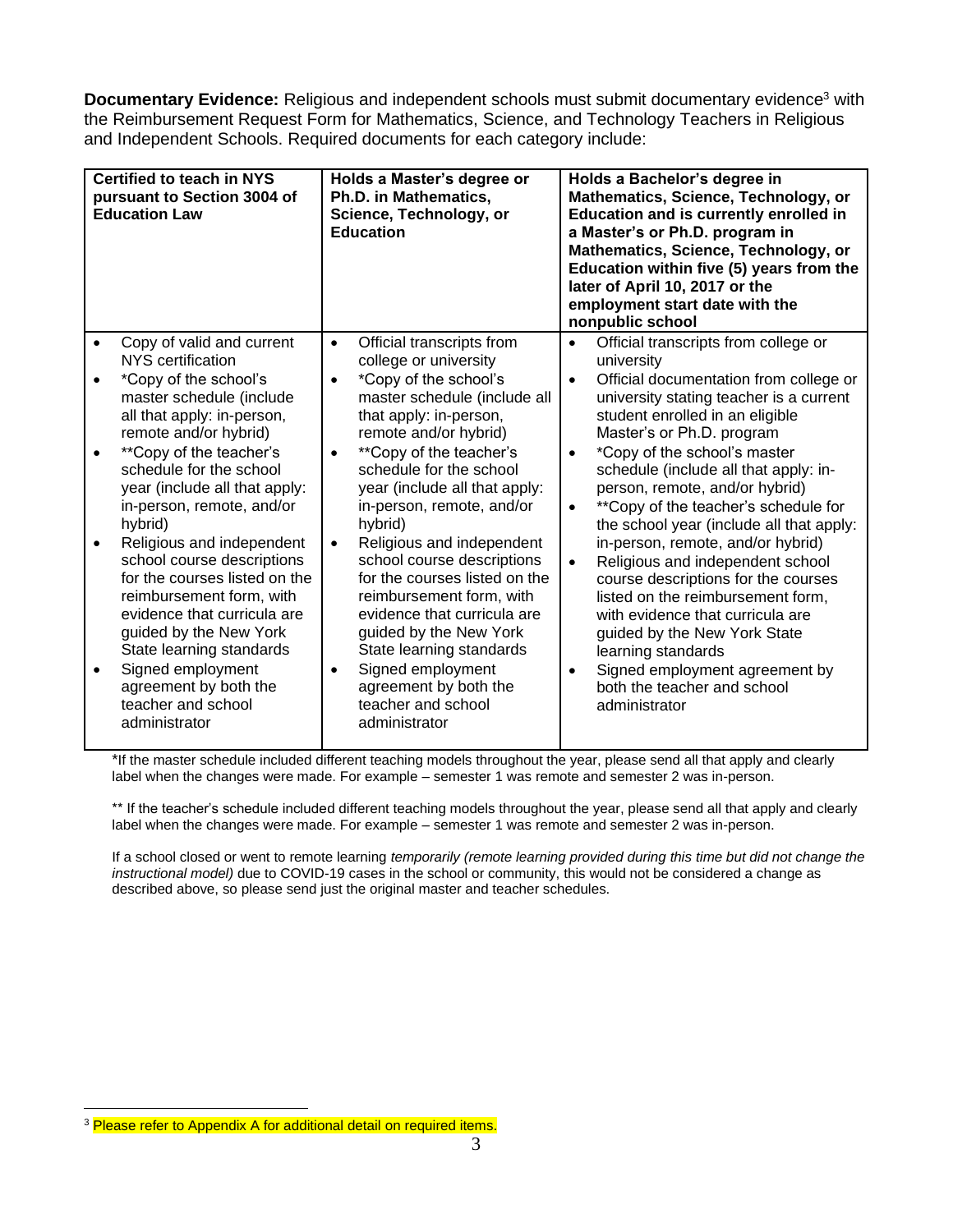**Documentary Evidence:** Religious and independent schools must submit documentary evidence[3] with the Reimbursement Request Form for Mathematics, Science, and Technology Teachers in Religious and Independent Schools. Required documents for each category include:

| **Certified to teach in NYS pursuant to Section 3004 of Education Law** | **Holds a Master's degree or Ph.D. in Mathematics, Science, Technology, or Education** | **Holds a Bachelor's degree in Mathematics, Science, Technology, or Education and is currently enrolled in a Master's or Ph.D. program in Mathematics, Science, Technology, or Education within five (5) years from the later of April 10, 2017 or the employment start date with the nonpublic school** |
|---|---|---|
| • Copy of valid and current NYS certification<br>• *Copy of the school's master schedule (include all that apply: in-person, remote and/or hybrid)<br>• **Copy of the teacher's schedule for the school year (include all that apply: in-person, remote, and/or hybrid)<br>• Religious and independent school course descriptions for the courses listed on the reimbursement form, with evidence that curricula are guided by the New York State learning standards<br>• Signed employment agreement by both the teacher and school administrator | • Official transcripts from college or university<br>• *Copy of the school's master schedule (include all that apply: in-person, remote and/or hybrid)<br>• **Copy of the teacher's schedule for the school year (include all that apply: in-person, remote, and/or hybrid)<br>• Religious and independent school course descriptions for the courses listed on the reimbursement form, with evidence that curricula are guided by the New York State learning standards<br>• Signed employment agreement by both the teacher and school administrator | • Official transcripts from college or university<br>• Official documentation from college or university stating teacher is a current student enrolled in an eligible Master's or Ph.D. program<br>• *Copy of the school's master schedule (include all that apply: in-person, remote, and/or hybrid)<br>• **Copy of the teacher's schedule for the school year (include all that apply: in-person, remote, and/or hybrid)<br>• Religious and independent school course descriptions for the courses listed on the reimbursement form, with evidence that curricula are guided by the New York State learning standards<br>• Signed employment agreement by both the teacher and school administrator |

*If the master schedule included different teaching models throughout the year, please send all that apply and clearly label when the changes were made. For example – semester 1 was remote and semester 2 was in-person.

** If the teacher's schedule included different teaching models throughout the year, please send all that apply and clearly label when the changes were made. For example – semester 1 was remote and semester 2 was in-person.

If a school closed or went to remote learning *temporarily (remote learning provided during this time but did not change the instructional model)* due to COVID-19 cases in the school or community, this would not be considered a change as described above, so please send just the original master and teacher schedules.

[3] Please refer to Appendix A for additional detail on required items.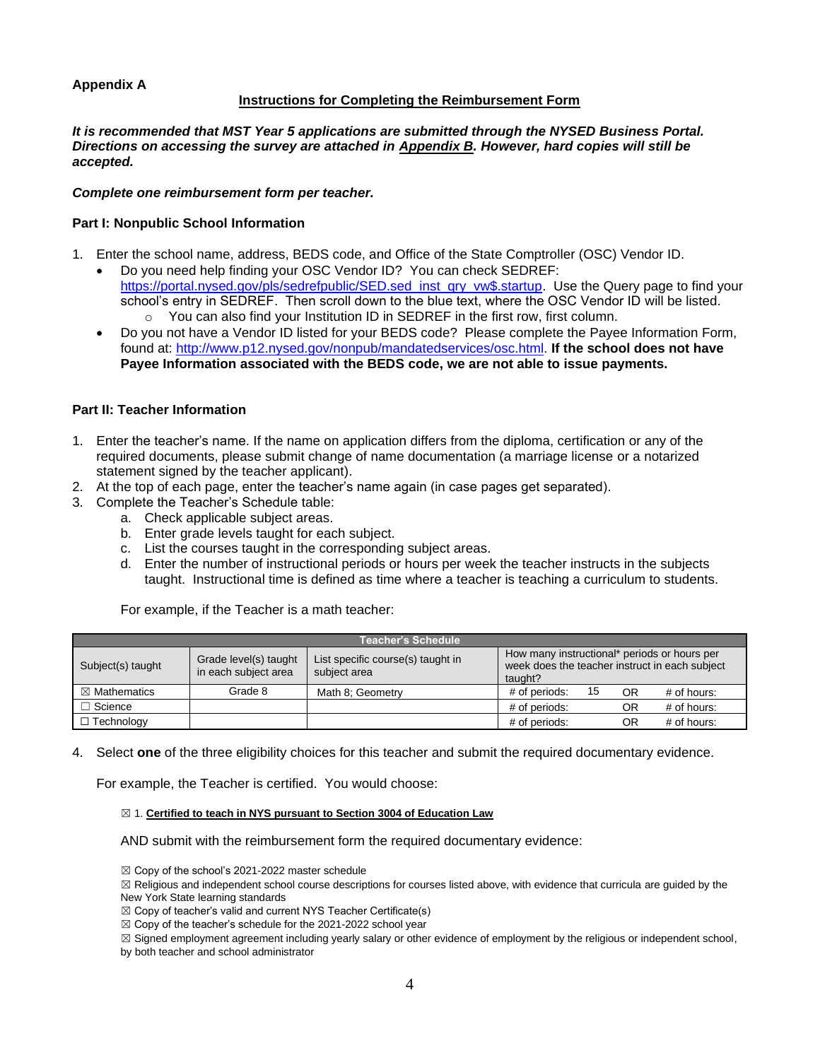**Appendix A**

## Instructions for Completing the Reimbursement Form

***It is recommended that MST Year 5 applications are submitted through the NYSED Business Portal. Directions on accessing the survey are attached in Appendix B. However, hard copies will still be accepted.***

***Complete one reimbursement form per teacher.***

### Part I: Nonpublic School Information

1. Enter the school name, address, BEDS code, and Office of the State Comptroller (OSC) Vendor ID.
   - Do you need help finding your OSC Vendor ID? You can check SEDREF: https://portal.nysed.gov/pls/sedrefpublic/SED.sed_inst_qry_vw$.startup. Use the Query page to find your school's entry in SEDREF. Then scroll down to the blue text, where the OSC Vendor ID will be listed.
     - You can also find your Institution ID in SEDREF in the first row, first column.
   - Do you not have a Vendor ID listed for your BEDS code? Please complete the Payee Information Form, found at: http://www.p12.nysed.gov/nonpub/mandatedservices/osc.html. **If the school does not have Payee Information associated with the BEDS code, we are not able to issue payments.**

### Part II: Teacher Information

1. Enter the teacher's name. If the name on application differs from the diploma, certification or any of the required documents, please submit change of name documentation (a marriage license or a notarized statement signed by the teacher applicant).
2. At the top of each page, enter the teacher's name again (in case pages get separated).
3. Complete the Teacher's Schedule table:
   a. Check applicable subject areas.
   b. Enter grade levels taught for each subject.
   c. List the courses taught in the corresponding subject areas.
   d. Enter the number of instructional periods or hours per week the teacher instructs in the subjects taught. Instructional time is defined as time where a teacher is teaching a curriculum to students.

   For example, if the Teacher is a math teacher:

| Teacher's Schedule | | | |
|---|---|---|---|
| Subject(s) taught | Grade level(s) taught in each subject area | List specific course(s) taught in subject area | How many instructional* periods or hours per week does the teacher instruct in each subject taught? |
| ☒ Mathematics | Grade 8 | Math 8; Geometry | # of periods: 15 OR # of hours: |
| ☐ Science | | | # of periods: OR # of hours: |
| ☐ Technology | | | # of periods: OR # of hours: |

4. Select **one** of the three eligibility choices for this teacher and submit the required documentary evidence.

   For example, the Teacher is certified. You would choose:

   ☒ 1. **Certified to teach in NYS pursuant to Section 3004 of Education Law**

   AND submit with the reimbursement form the required documentary evidence:

   ☒ Copy of the school's 2021-2022 master schedule
   ☒ Religious and independent school course descriptions for courses listed above, with evidence that curricula are guided by the New York State learning standards
   ☒ Copy of teacher's valid and current NYS Teacher Certificate(s)
   ☒ Copy of the teacher's schedule for the 2021-2022 school year
   ☒ Signed employment agreement including yearly salary or other evidence of employment by the religious or independent school, by both teacher and school administrator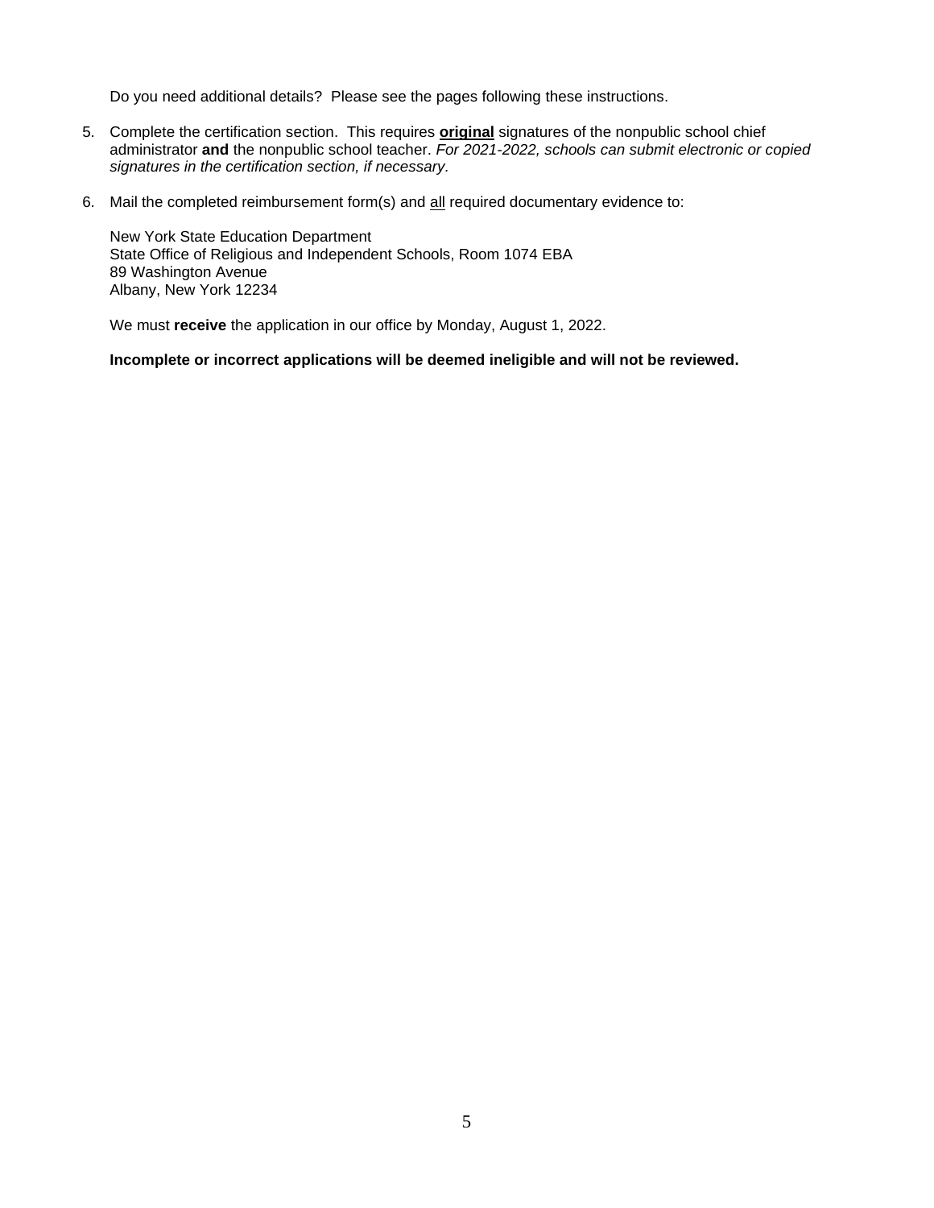Do you need additional details? Please see the pages following these instructions.

5. Complete the certification section. This requires **original** signatures of the nonpublic school chief administrator **and** the nonpublic school teacher. *For 2021-2022, schools can submit electronic or copied signatures in the certification section, if necessary*.

6. Mail the completed reimbursement form(s) and all required documentary evidence to:

   New York State Education Department
   State Office of Religious and Independent Schools, Room 1074 EBA
   89 Washington Avenue
   Albany, New York 12234

   We must **receive** the application in our office by Monday, August 1, 2022.

   **Incomplete or incorrect applications will be deemed ineligible and will not be reviewed.**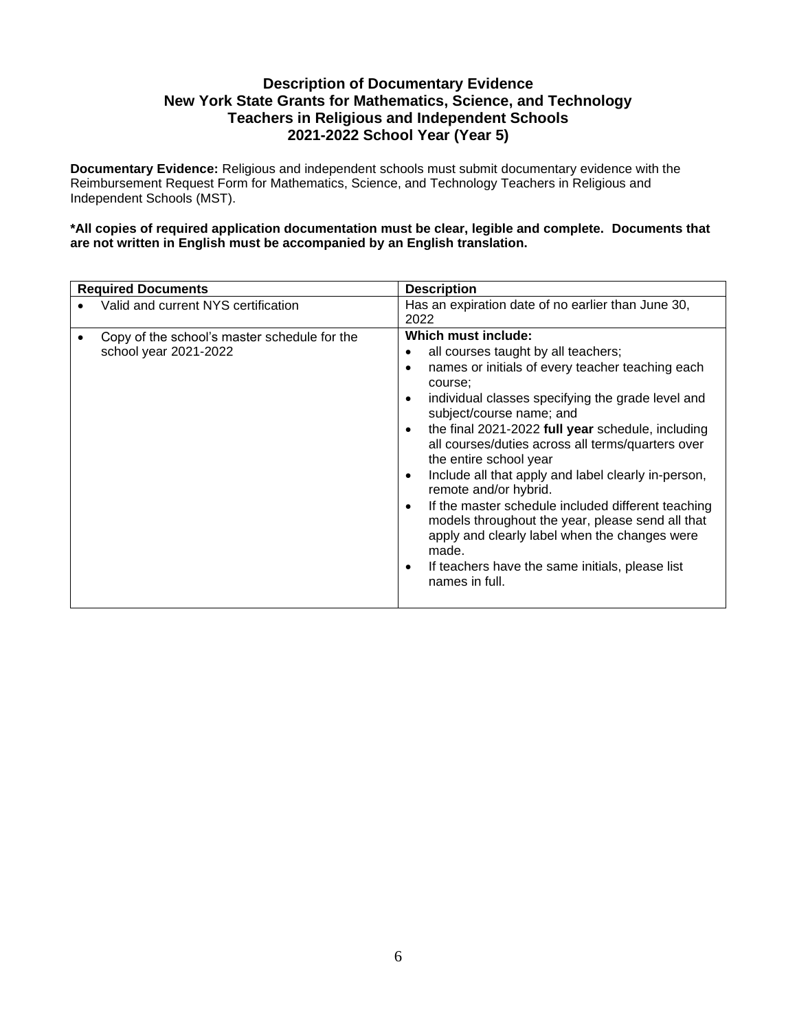# Description of Documentary Evidence
# New York State Grants for Mathematics, Science, and Technology
# Teachers in Religious and Independent Schools
# 2021-2022 School Year (Year 5)

**Documentary Evidence:** Religious and independent schools must submit documentary evidence with the Reimbursement Request Form for Mathematics, Science, and Technology Teachers in Religious and Independent Schools (MST).

**\*All copies of required application documentation must be clear, legible and complete. Documents that are not written in English must be accompanied by an English translation.**

| Required Documents | Description |
|---|---|
| • Valid and current NYS certification | Has an expiration date of no earlier than June 30, 2022 |
| • Copy of the school's master schedule for the school year 2021-2022 | **Which must include:**<br>• all courses taught by all teachers;<br>• names or initials of every teacher teaching each course;<br>• individual classes specifying the grade level and subject/course name; and<br>• the final 2021-2022 **full year** schedule, including all courses/duties across all terms/quarters over the entire school year<br>• Include all that apply and label clearly in-person, remote and/or hybrid.<br>• If the master schedule included different teaching models throughout the year, please send all that apply and clearly label when the changes were made.<br>• If teachers have the same initials, please list names in full. |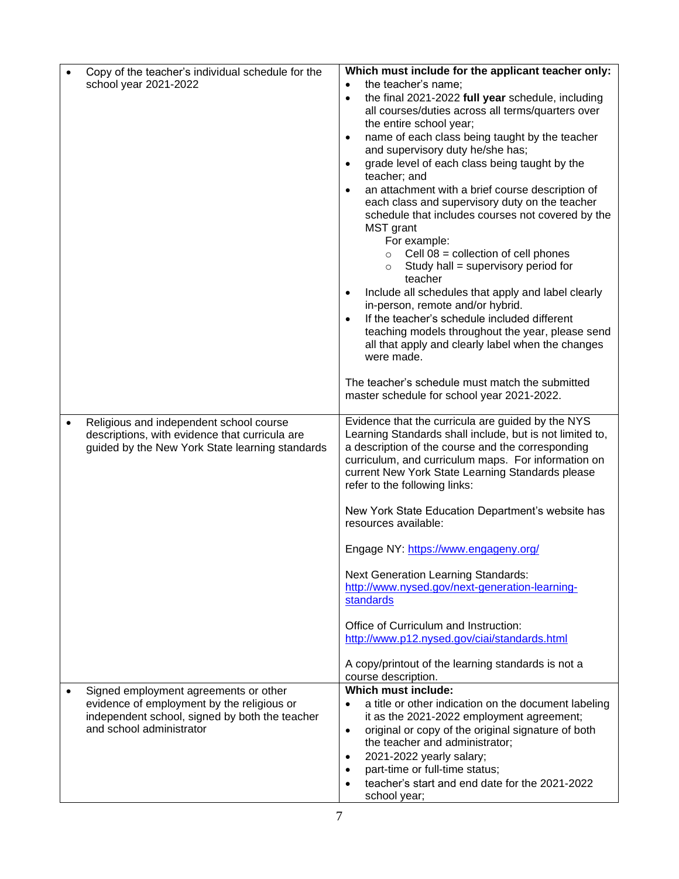| | |
|---|---|
| • Copy of the teacher's individual schedule for the school year 2021-2022 | **Which must include for the applicant teacher only:**<br>• the teacher's name;<br>• the final 2021-2022 **full year** schedule, including all courses/duties across all terms/quarters over the entire school year;<br>• name of each class being taught by the teacher and supervisory duty he/she has;<br>• grade level of each class being taught by the teacher; and<br>• an attachment with a brief course description of each class and supervisory duty on the teacher schedule that includes courses not covered by the MST grant<br>For example:<br>○ Cell 08 = collection of cell phones<br>○ Study hall = supervisory period for teacher<br>• Include all schedules that apply and label clearly in-person, remote and/or hybrid.<br>• If the teacher's schedule included different teaching models throughout the year, please send all that apply and clearly label when the changes were made.<br><br>The teacher's schedule must match the submitted master schedule for school year 2021-2022. |
| • Religious and independent school course descriptions, with evidence that curricula are guided by the New York State learning standards | Evidence that the curricula are guided by the NYS Learning Standards shall include, but is not limited to, a description of the course and the corresponding curriculum, and curriculum maps. For information on current New York State Learning Standards please refer to the following links:<br><br>New York State Education Department's website has resources available:<br><br>Engage NY: https://www.engageny.org/<br><br>Next Generation Learning Standards: http://www.nysed.gov/next-generation-learning-standards<br><br>Office of Curriculum and Instruction: http://www.p12.nysed.gov/ciai/standards.html<br><br>A copy/printout of the learning standards is not a course description. |
| • Signed employment agreements or other evidence of employment by the religious or independent school, signed by both the teacher and school administrator | **Which must include:**<br>• a title or other indication on the document labeling it as the 2021-2022 employment agreement;<br>• original or copy of the original signature of both the teacher and administrator;<br>• 2021-2022 yearly salary;<br>• part-time or full-time status;<br>• teacher's start and end date for the 2021-2022 school year; |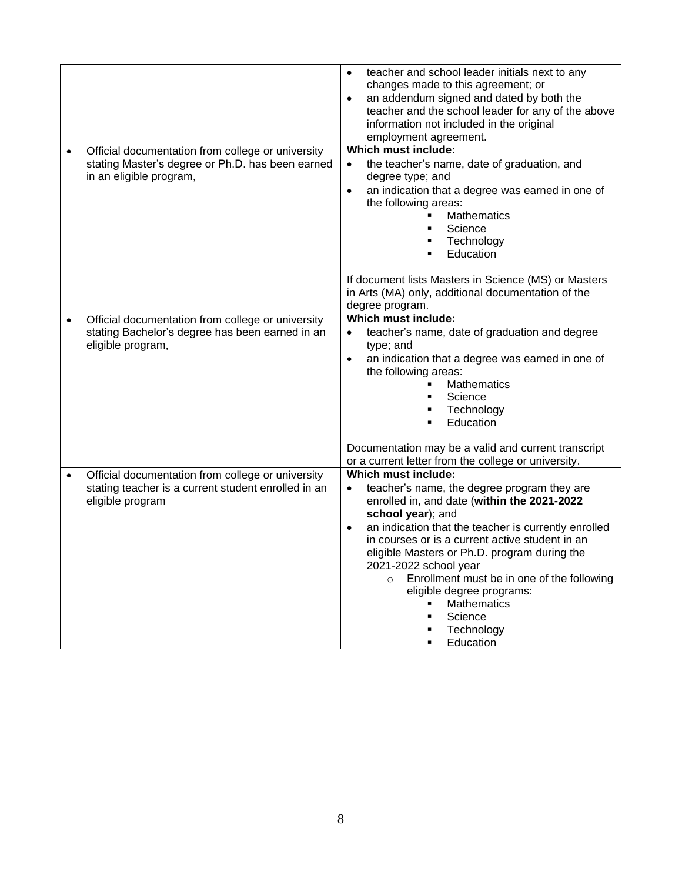| | |
|---|---|
| | • teacher and school leader initials next to any changes made to this agreement; or<br>• an addendum signed and dated by both the teacher and the school leader for any of the above information not included in the original employment agreement. |
| • Official documentation from college or university stating Master's degree or Ph.D. has been earned in an eligible program, | **Which must include:**<br>• the teacher's name, date of graduation, and degree type; and<br>• an indication that a degree was earned in one of the following areas:<br>  ▪ Mathematics<br>  ▪ Science<br>  ▪ Technology<br>  ▪ Education<br><br>If document lists Masters in Science (MS) or Masters in Arts (MA) only, additional documentation of the degree program. |
| • Official documentation from college or university stating Bachelor's degree has been earned in an eligible program, | **Which must include:**<br>• teacher's name, date of graduation and degree type; and<br>• an indication that a degree was earned in one of the following areas:<br>  ▪ Mathematics<br>  ▪ Science<br>  ▪ Technology<br>  ▪ Education<br><br>Documentation may be a valid and current transcript or a current letter from the college or university. |
| • Official documentation from college or university stating teacher is a current student enrolled in an eligible program | **Which must include:**<br>• teacher's name, the degree program they are enrolled in, and date (**within the 2021-2022 school year**); and<br>• an indication that the teacher is currently enrolled in courses or is a current active student in an eligible Masters or Ph.D. program during the 2021-2022 school year<br>  ○ Enrollment must be in one of the following eligible degree programs:<br>    ▪ Mathematics<br>    ▪ Science<br>    ▪ Technology<br>    ▪ Education |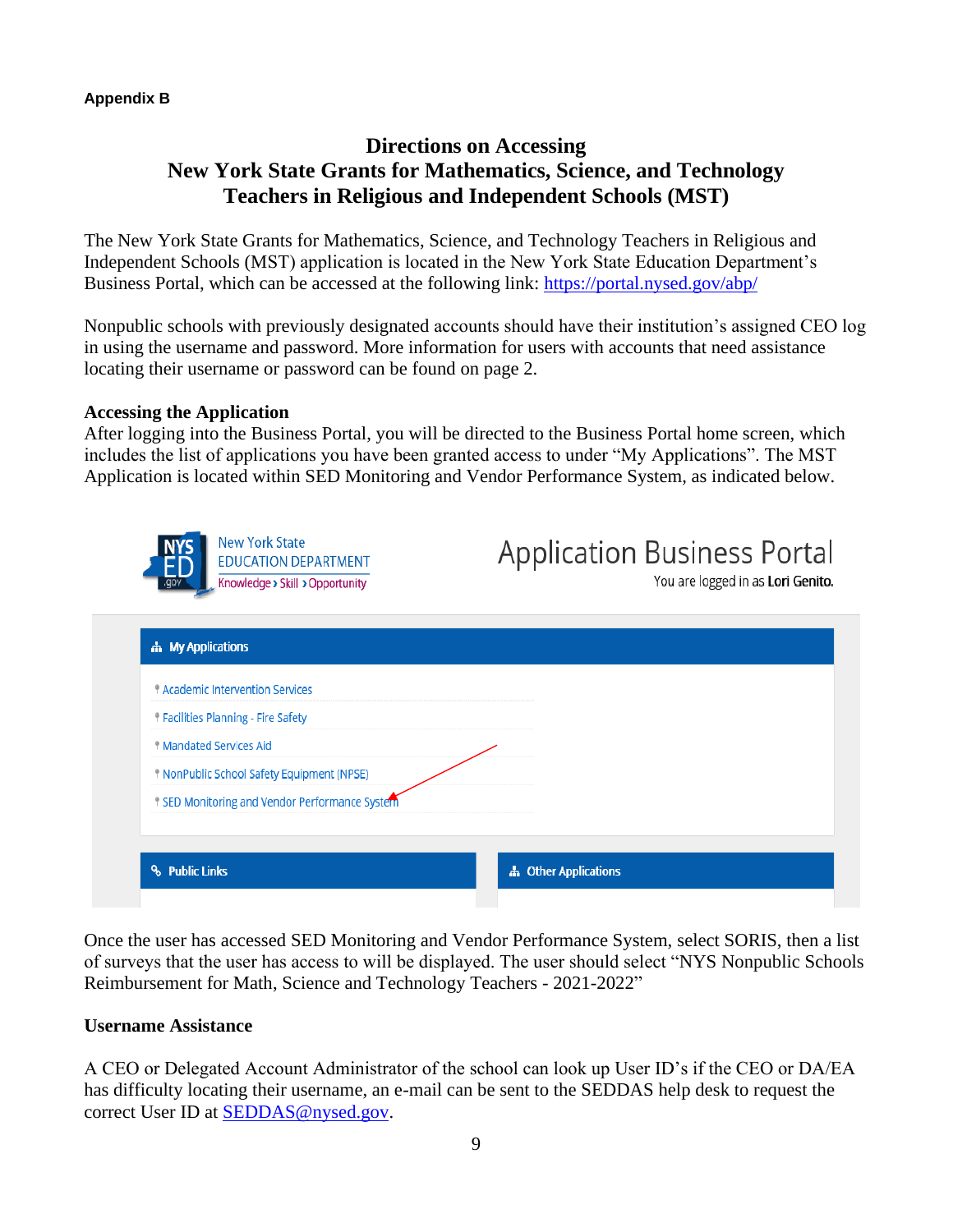**Appendix B**

# Directions on Accessing New York State Grants for Mathematics, Science, and Technology Teachers in Religious and Independent Schools (MST)

The New York State Grants for Mathematics, Science, and Technology Teachers in Religious and Independent Schools (MST) application is located in the New York State Education Department's Business Portal, which can be accessed at the following link: https://portal.nysed.gov/abp/

Nonpublic schools with previously designated accounts should have their institution's assigned CEO log in using the username and password. More information for users with accounts that need assistance locating their username or password can be found on page 2.

## Accessing the Application

After logging into the Business Portal, you will be directed to the Business Portal home screen, which includes the list of applications you have been granted access to under "My Applications". The MST Application is located within SED Monitoring and Vendor Performance System, as indicated below.

New York State EDUCATION DEPARTMENT
Knowledge › Skill › Opportunity

Application Business Portal

You are logged in as **Lori Genito.**

**My Applications**

- Academic Intervention Services
- Facilities Planning - Fire Safety
- Mandated Services Aid
- NonPublic School Safety Equipment (NPSE)
- SED Monitoring and Vendor Performance System

**Public Links**

**Other Applications**

Once the user has accessed SED Monitoring and Vendor Performance System, select SORIS, then a list of surveys that the user has access to will be displayed. The user should select "NYS Nonpublic Schools Reimbursement for Math, Science and Technology Teachers - 2021-2022"

## Username Assistance

A CEO or Delegated Account Administrator of the school can look up User ID's if the CEO or DA/EA has difficulty locating their username, an e-mail can be sent to the SEDDAS help desk to request the correct User ID at SEDDAS@nysed.gov.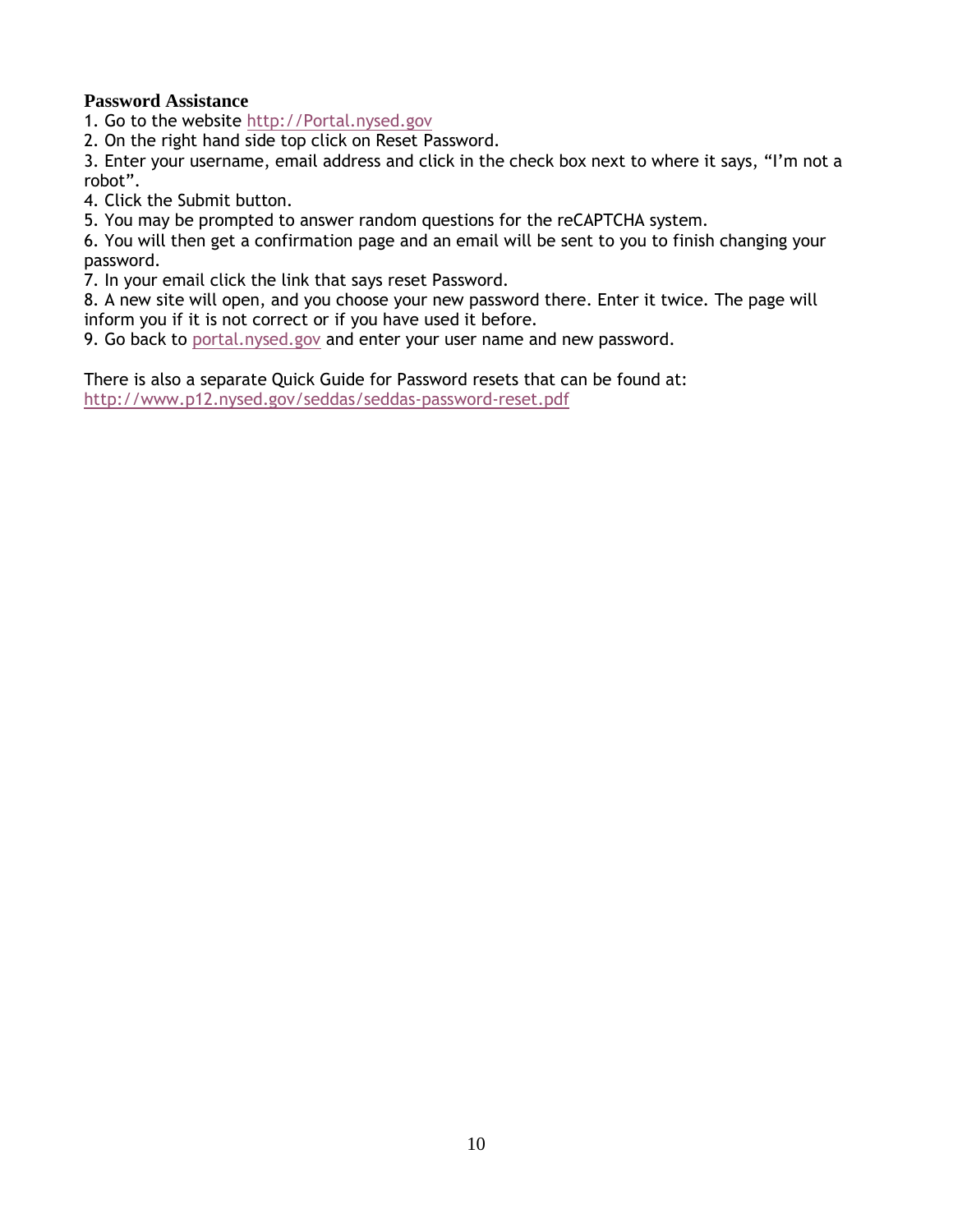**Password Assistance**

1. Go to the website http://Portal.nysed.gov
2. On the right hand side top click on Reset Password.
3. Enter your username, email address and click in the check box next to where it says, “I’m not a robot”.
4. Click the Submit button.
5. You may be prompted to answer random questions for the reCAPTCHA system.
6. You will then get a confirmation page and an email will be sent to you to finish changing your password.
7. In your email click the link that says reset Password.
8. A new site will open, and you choose your new password there. Enter it twice. The page will inform you if it is not correct or if you have used it before.
9. Go back to portal.nysed.gov and enter your user name and new password.

There is also a separate Quick Guide for Password resets that can be found at:
http://www.p12.nysed.gov/seddas/seddas-password-reset.pdf